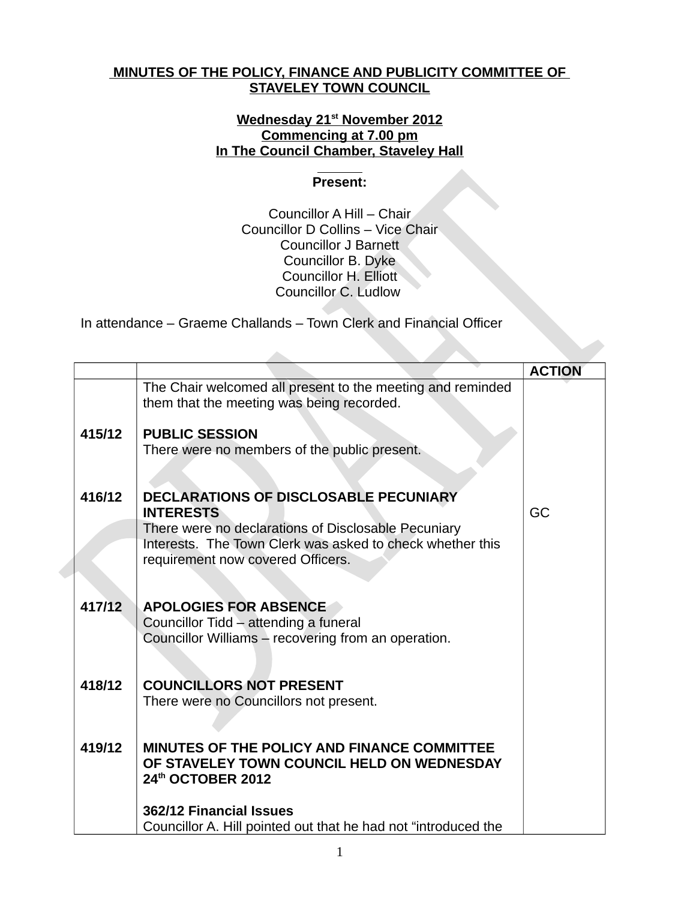**MINUTES OF THE POLICY, FINANCE AND PUBLICITY COMMITTEE OF STAVELEY TOWN COUNCIL**

**Wednesday 21st November 2012**
**Commencing at 7.00 pm**
**In The Council Chamber, Staveley Hall**

**Present:**

Councillor A Hill – Chair
Councillor D Collins – Vice Chair
Councillor J Barnett
Councillor B. Dyke
Councillor H. Elliott
Councillor C. Ludlow

In attendance – Graeme Challands – Town Clerk and Financial Officer

| | | ACTION |
|---|---|---|
| | The Chair welcomed all present to the meeting and reminded them that the meeting was being recorded. | |
| 415/12 | **PUBLIC SESSION**<br>There were no members of the public present. | |
| 416/12 | **DECLARATIONS OF DISCLOSABLE PECUNIARY INTERESTS**<br>There were no declarations of Disclosable Pecuniary Interests. The Town Clerk was asked to check whether this requirement now covered Officers. | GC |
| 417/12 | **APOLOGIES FOR ABSENCE**<br>Councillor Tidd – attending a funeral<br>Councillor Williams – recovering from an operation. | |
| 418/12 | **COUNCILLORS NOT PRESENT**<br>There were no Councillors not present. | |
| 419/12 | **MINUTES OF THE POLICY AND FINANCE COMMITTEE OF STAVELEY TOWN COUNCIL HELD ON WEDNESDAY 24th OCTOBER 2012**<br><br>**362/12 Financial Issues**<br>Councillor A. Hill pointed out that he had not "introduced the | |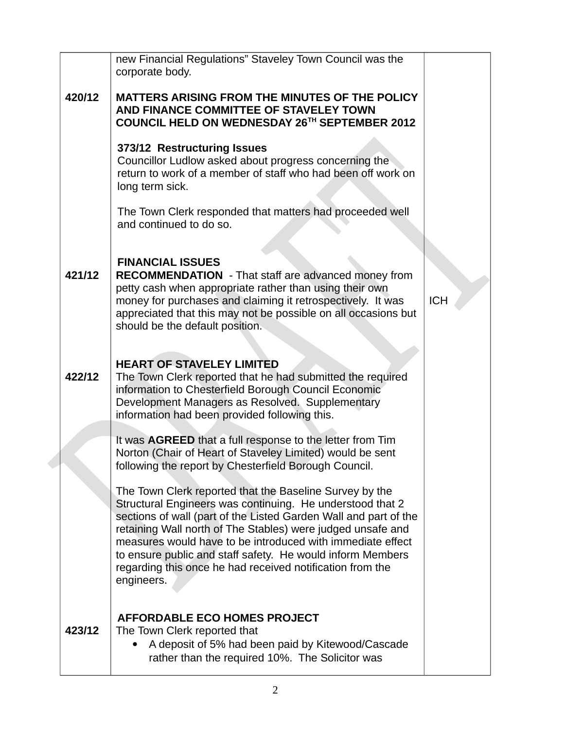| | | |
|---|---|---|
| | new Financial Regulations" Staveley Town Council was the corporate body. | |
| 420/12 | **MATTERS ARISING FROM THE MINUTES OF THE POLICY AND FINANCE COMMITTEE OF STAVELEY TOWN COUNCIL HELD ON WEDNESDAY 26TH SEPTEMBER 2012**<br><br>**373/12 Restructuring Issues**<br>Councillor Ludlow asked about progress concerning the return to work of a member of staff who had been off work on long term sick.<br><br>The Town Clerk responded that matters had proceeded well and continued to do so. | |
| 421/12 | **FINANCIAL ISSUES**<br>**RECOMMENDATION** - That staff are advanced money from petty cash when appropriate rather than using their own money for purchases and claiming it retrospectively. It was appreciated that this may not be possible on all occasions but should be the default position. | ICH |
| 422/12 | **HEART OF STAVELEY LIMITED**<br>The Town Clerk reported that he had submitted the required information to Chesterfield Borough Council Economic Development Managers as Resolved. Supplementary information had been provided following this.<br><br>It was **AGREED** that a full response to the letter from Tim Norton (Chair of Heart of Staveley Limited) would be sent following the report by Chesterfield Borough Council.<br><br>The Town Clerk reported that the Baseline Survey by the Structural Engineers was continuing. He understood that 2 sections of wall (part of the Listed Garden Wall and part of the retaining Wall north of The Stables) were judged unsafe and measures would have to be introduced with immediate effect to ensure public and staff safety. He would inform Members regarding this once he had received notification from the engineers. | |
| 423/12 | **AFFORDABLE ECO HOMES PROJECT**<br>The Town Clerk reported that<br>• A deposit of 5% had been paid by Kitewood/Cascade rather than the required 10%. The Solicitor was | |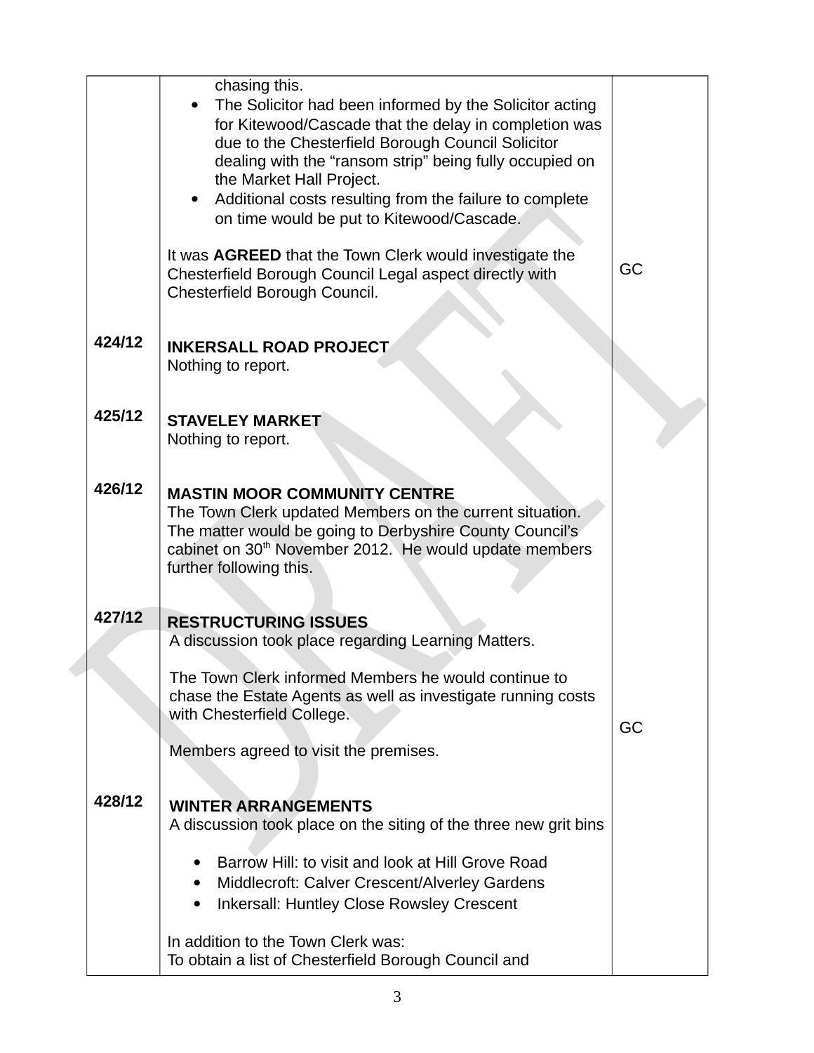| | | |
|---|---|---|
| | chasing this.<br>• The Solicitor had been informed by the Solicitor acting for Kitewood/Cascade that the delay in completion was due to the Chesterfield Borough Council Solicitor dealing with the "ransom strip" being fully occupied on the Market Hall Project.<br>• Additional costs resulting from the failure to complete on time would be put to Kitewood/Cascade.<br><br>It was **AGREED** that the Town Clerk would investigate the Chesterfield Borough Council Legal aspect directly with Chesterfield Borough Council. | GC |
| **424/12** | **INKERSALL ROAD PROJECT**<br>Nothing to report. | |
| **425/12** | **STAVELEY MARKET**<br>Nothing to report. | |
| **426/12** | **MASTIN MOOR COMMUNITY CENTRE**<br>The Town Clerk updated Members on the current situation. The matter would be going to Derbyshire County Council's cabinet on 30th November 2012. He would update members further following this. | |
| **427/12** | **RESTRUCTURING ISSUES**<br>A discussion took place regarding Learning Matters.<br><br>The Town Clerk informed Members he would continue to chase the Estate Agents as well as investigate running costs with Chesterfield College.<br><br>Members agreed to visit the premises. | GC |
| **428/12** | **WINTER ARRANGEMENTS**<br>A discussion took place on the siting of the three new grit bins<br><br>• Barrow Hill: to visit and look at Hill Grove Road<br>• Middlecroft: Calver Crescent/Alverley Gardens<br>• Inkersall: Huntley Close Rowsley Crescent<br><br>In addition to the Town Clerk was:<br>To obtain a list of Chesterfield Borough Council and | |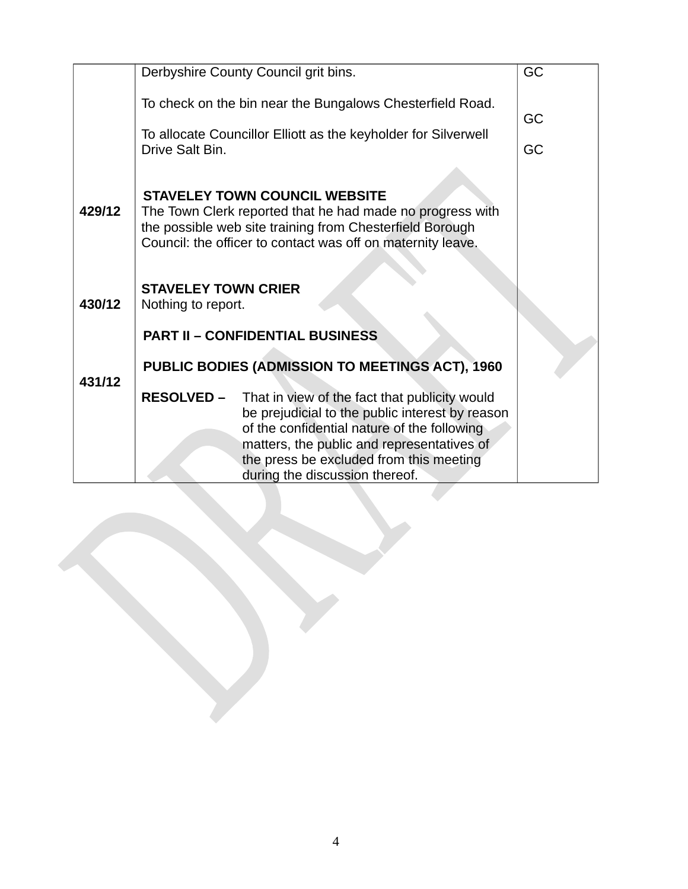| | | |
|---|---|---|
| | Derbyshire County Council grit bins.<br><br>To check on the bin near the Bungalows Chesterfield Road.<br><br>To allocate Councillor Elliott as the keyholder for Silverwell Drive Salt Bin. | GC<br><br>GC<br><br>GC |
| **429/12** | **STAVELEY TOWN COUNCIL WEBSITE**<br>The Town Clerk reported that he had made no progress with the possible web site training from Chesterfield Borough Council: the officer to contact was off on maternity leave. | |
| **430/12** | **STAVELEY TOWN CRIER**<br>Nothing to report.<br><br>**PART II – CONFIDENTIAL BUSINESS** | |
| **431/12** | **PUBLIC BODIES (ADMISSION TO MEETINGS ACT), 1960**<br><br>**RESOLVED –** That in view of the fact that publicity would be prejudicial to the public interest by reason of the confidential nature of the following matters, the public and representatives of the press be excluded from this meeting during the discussion thereof. | |